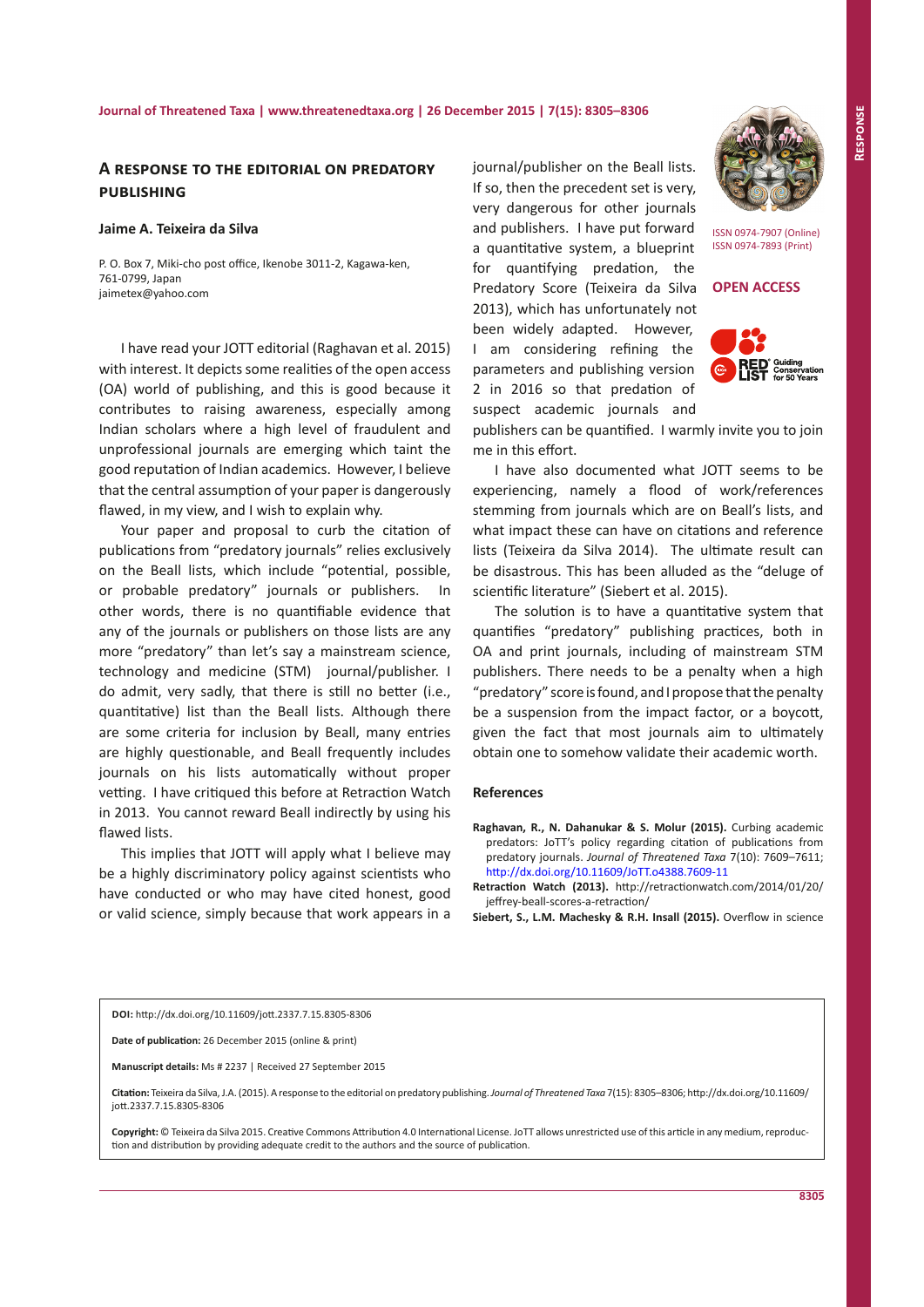# A response to the editorial on predatory publishing

**Jaime A. Teixeira da Silva**

P. O. Box 7, Miki-cho post office, Ikenobe 3011-2, Kagawa-ken, 761-0799, Japan
jaimetex@yahoo.com

ISSN 0974-7907 (Online)
ISSN 0974-7893 (Print)

**OPEN ACCESS**

I have read your JOTT editorial (Raghavan et al. 2015) with interest. It depicts some realities of the open access (OA) world of publishing, and this is good because it contributes to raising awareness, especially among Indian scholars where a high level of fraudulent and unprofessional journals are emerging which taint the good reputation of Indian academics. However, I believe that the central assumption of your paper is dangerously flawed, in my view, and I wish to explain why.

Your paper and proposal to curb the citation of publications from "predatory journals" relies exclusively on the Beall lists, which include "potential, possible, or probable predatory" journals or publishers. In other words, there is no quantifiable evidence that any of the journals or publishers on those lists are any more "predatory" than let's say a mainstream science, technology and medicine (STM) journal/publisher. I do admit, very sadly, that there is still no better (i.e., quantitative) list than the Beall lists. Although there are some criteria for inclusion by Beall, many entries are highly questionable, and Beall frequently includes journals on his lists automatically without proper vetting. I have critiqued this before at Retraction Watch in 2013. You cannot reward Beall indirectly by using his flawed lists.

This implies that JOTT will apply what I believe may be a highly discriminatory policy against scientists who have conducted or who may have cited honest, good or valid science, simply because that work appears in a journal/publisher on the Beall lists. If so, then the precedent set is very, very dangerous for other journals and publishers. I have put forward a quantitative system, a blueprint for quantifying predation, the Predatory Score (Teixeira da Silva 2013), which has unfortunately not been widely adapted. However, I am considering refining the parameters and publishing version 2 in 2016 so that predation of suspect academic journals and publishers can be quantified. I warmly invite you to join me in this effort.

I have also documented what JOTT seems to be experiencing, namely a flood of work/references stemming from journals which are on Beall's lists, and what impact these can have on citations and reference lists (Teixeira da Silva 2014). The ultimate result can be disastrous. This has been alluded as the "deluge of scientific literature" (Siebert et al. 2015).

The solution is to have a quantitative system that quantifies "predatory" publishing practices, both in OA and print journals, including of mainstream STM publishers. There needs to be a penalty when a high "predatory" score is found, and I propose that the penalty be a suspension from the impact factor, or a boycott, given the fact that most journals aim to ultimately obtain one to somehow validate their academic worth.

## References

**Raghavan, R., N. Dahanukar & S. Molur (2015).** Curbing academic predators: JoTT's policy regarding citation of publications from predatory journals. *Journal of Threatened Taxa* 7(10): 7609–7611; http://dx.doi.org/10.11609/JoTT.o4388.7609-11

**Retraction Watch (2013).** http://retractionwatch.com/2014/01/20/jeffrey-beall-scores-a-retraction/

**Siebert, S., L.M. Machesky & R.H. Insall (2015).** Overflow in science

---

**DOI:** http://dx.doi.org/10.11609/jott.2337.7.15.8305-8306

**Date of publication:** 26 December 2015 (online & print)

**Manuscript details:** Ms # 2237 | Received 27 September 2015

**Citation:** Teixeira da Silva, J.A. (2015). A response to the editorial on predatory publishing. *Journal of Threatened Taxa* 7(15): 8305–8306; http://dx.doi.org/10.11609/jott.2337.7.15.8305-8306

**Copyright:** © Teixeira da Silva 2015. Creative Commons Attribution 4.0 International License. JoTT allows unrestricted use of this article in any medium, reproduction and distribution by providing adequate credit to the authors and the source of publication.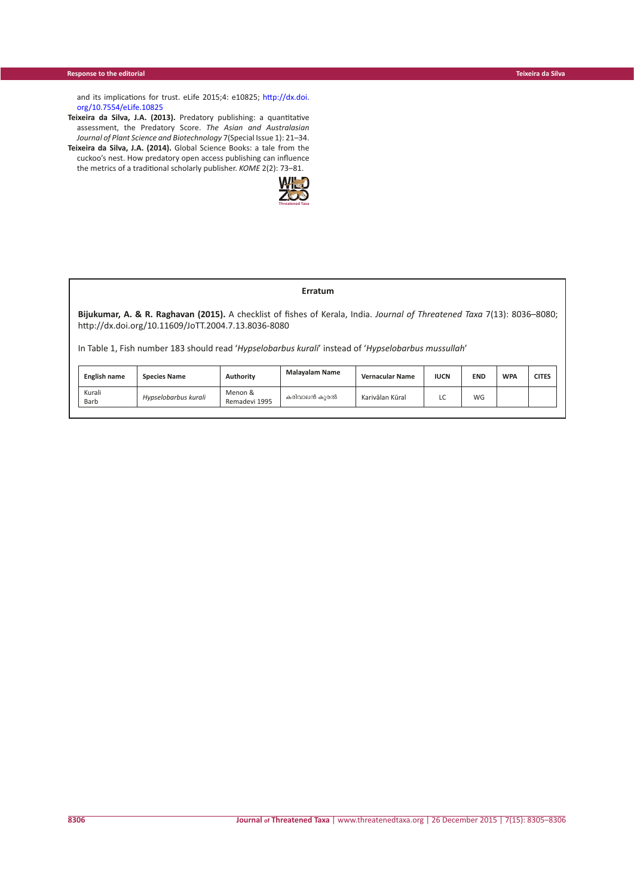and its implications for trust. eLife 2015;4: e10825; http://dx.doi.org/10.7554/eLife.10825

**Teixeira da Silva, J.A. (2013).** Predatory publishing: a quantitative assessment, the Predatory Score. *The Asian and Australasian Journal of Plant Science and Biotechnology* 7(Special Issue 1): 21–34.

**Teixeira da Silva, J.A. (2014).** Global Science Books: a tale from the cuckoo's nest. How predatory open access publishing can influence the metrics of a traditional scholarly publisher. *KOME* 2(2): 73–81.

## Erratum

**Bijukumar, A. & R. Raghavan (2015).** A checklist of fishes of Kerala, India. *Journal of Threatened Taxa* 7(13): 8036–8080; http://dx.doi.org/10.11609/JoTT.2004.7.13.8036-8080

In Table 1, Fish number 183 should read '*Hypselobarbus kurali*' instead of '*Hypselobarbus mussullah*'

| English name | Species Name | Authority | Malayalam Name | Vernacular Name | IUCN | END | WPA | CITES |
|---|---|---|---|---|---|---|---|---|
| Kurali Barb | *Hypselobarbus kurali* | Menon & Remadevi 1995 | കരിവാലൻ കൂരൽ | Karivālan Kūral | LC | WG | | |